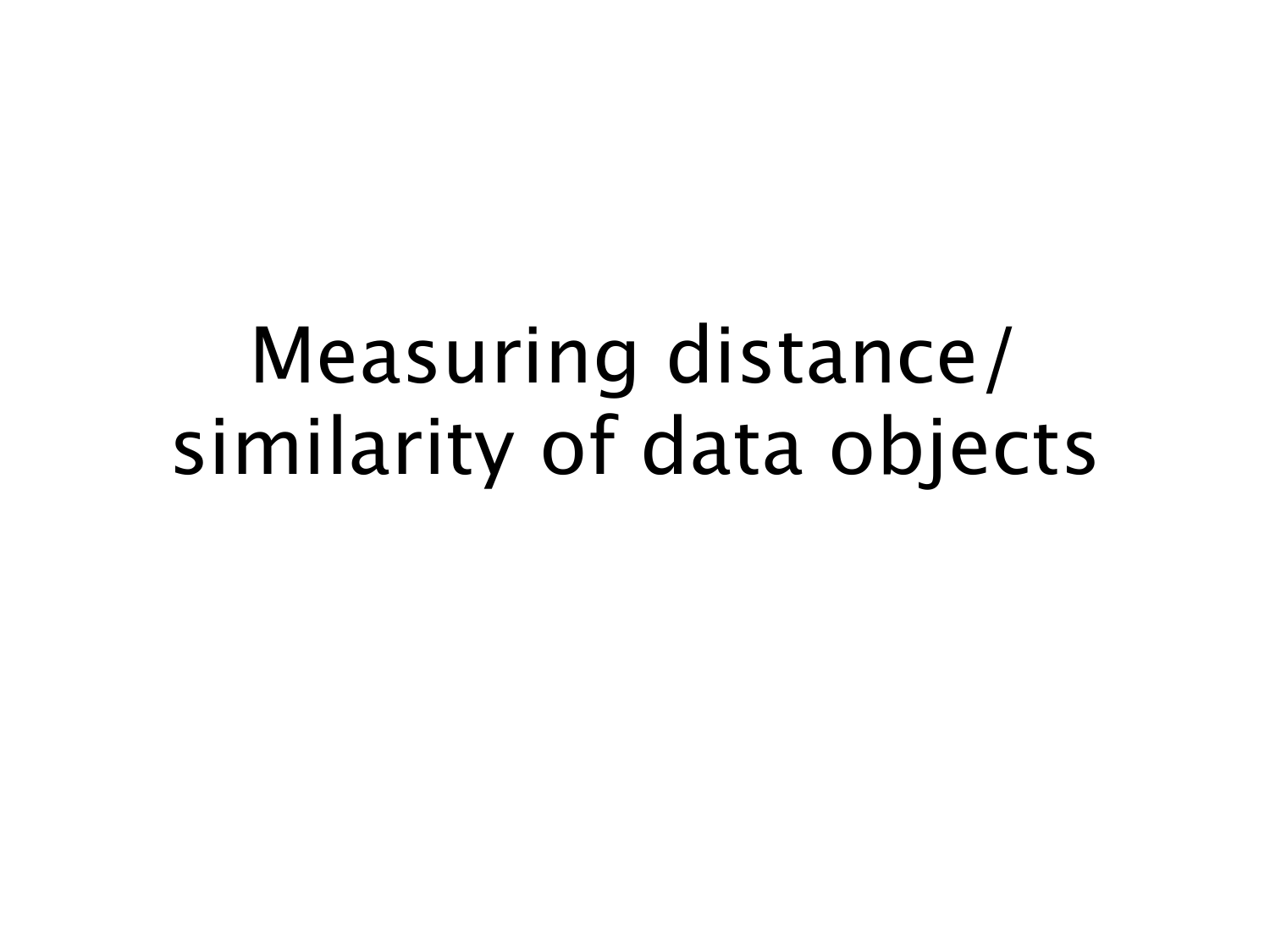# Measuring distance/ similarity of data objects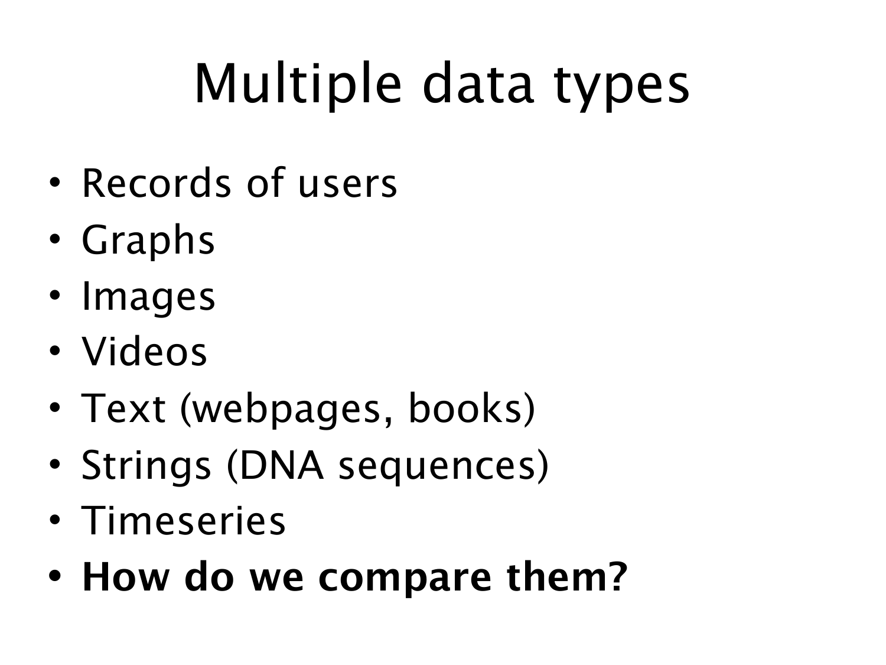# Multiple data types

- Records of users
- Graphs
- Images
- Videos
- Text (webpages, books)
- Strings (DNA sequences)
- Timeseries
- **How do we compare them?**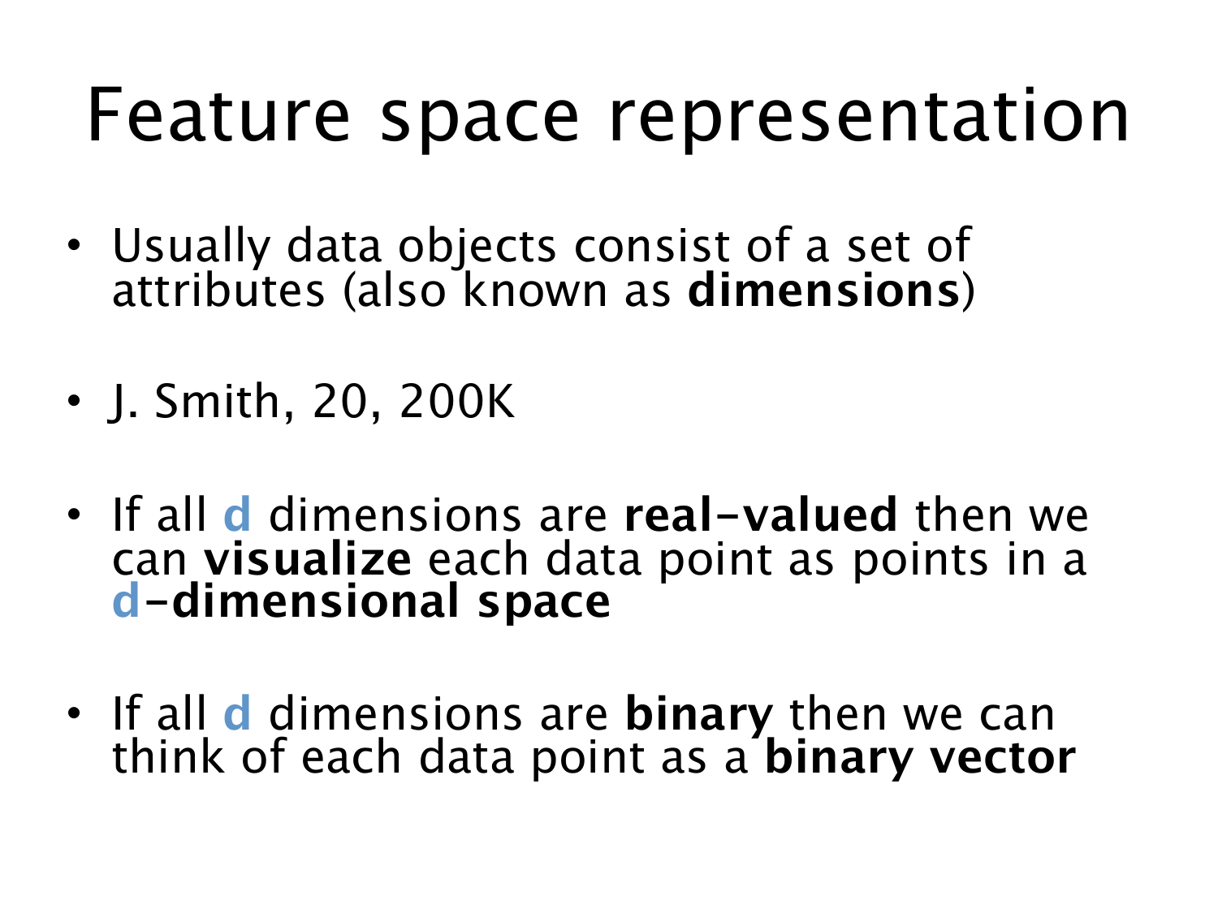# Feature space representation

- Usually data objects consist of a set of attributes (also known as **dimensions**)
- J. Smith, 20, 200K
- If all **d** dimensions are **real-valued** then we can **visualize** each data point as points in a **d-dimensional space**
- If all **d** dimensions are **binary** then we can think of each data point as a **binary vector**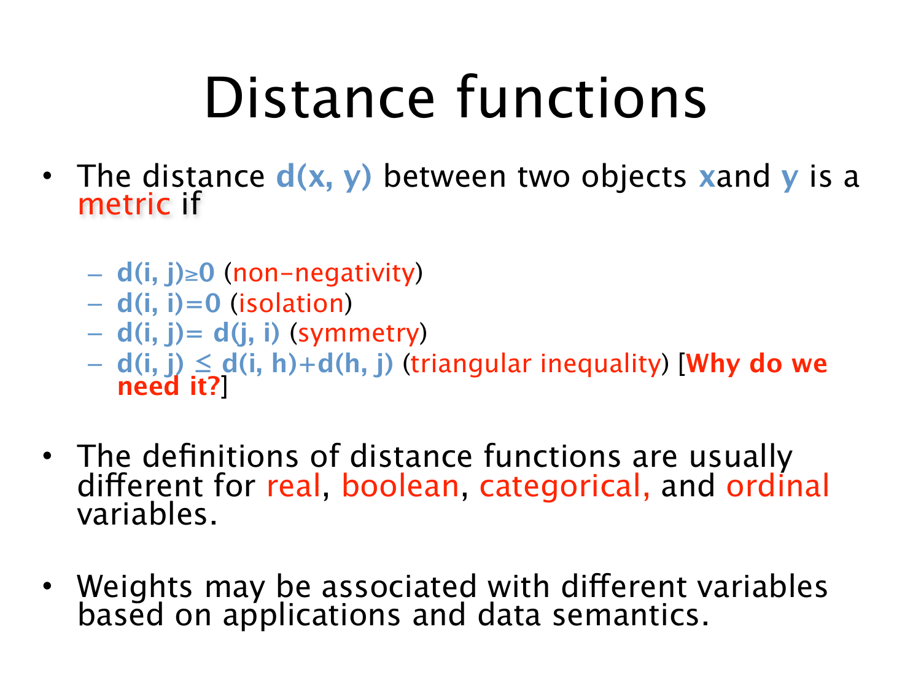# Distance functions

- The distance $d(x, y)$ between two objects $x$and $y$ is a metric if
  - $d(i, j) \geq 0$ (non-negativity)
  - $d(i, i) = 0$ (isolation)
  - $d(i, j) = d(j, i)$ (symmetry)
  - $d(i, j) \leq d(i, h) + d(h, j)$ (triangular inequality) [**Why do we need it?**]
- The definitions of distance functions are usually different for real, boolean, categorical, and ordinal variables.
- Weights may be associated with different variables based on applications and data semantics.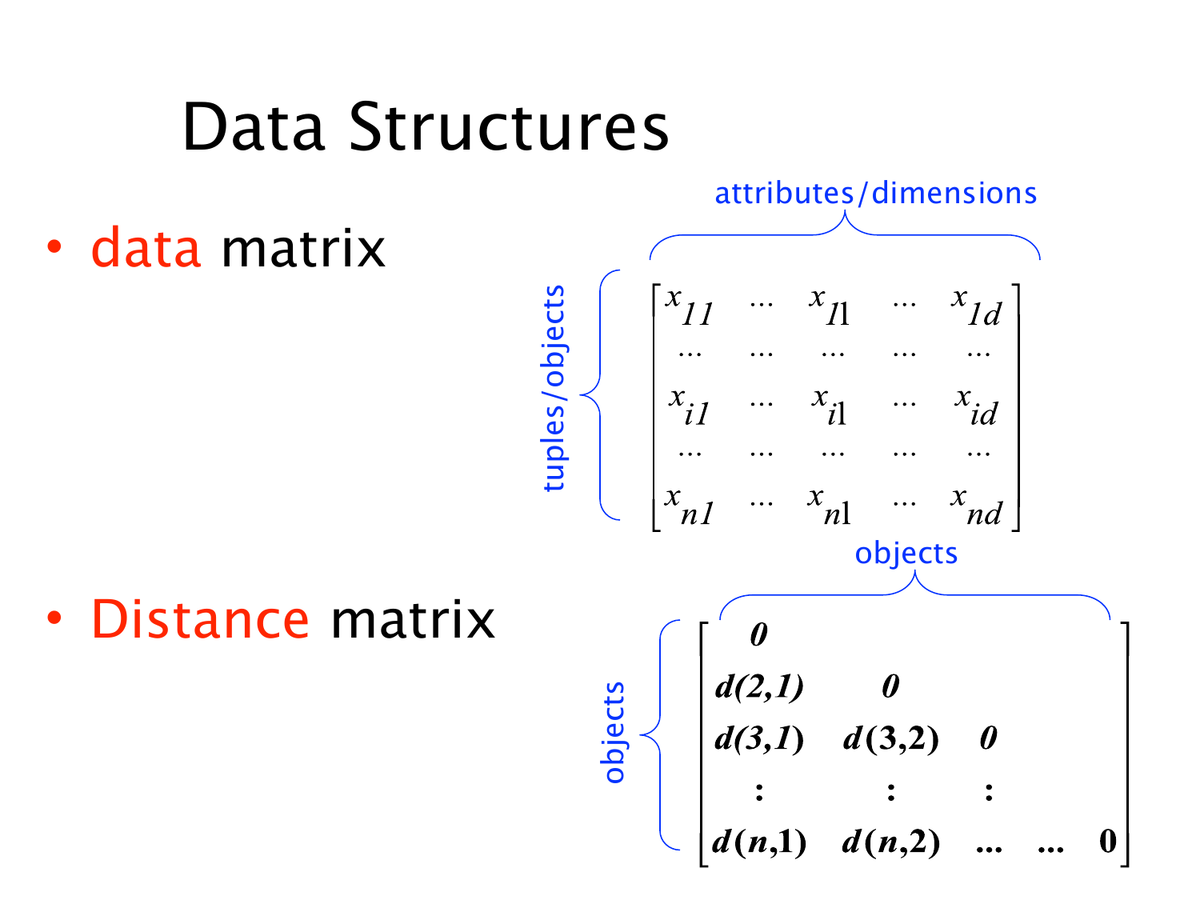# Data Structures

- **data** matrix

attributes/dimensions

tuples/objects

$$
\begin{bmatrix}
x_{11} & \cdots & x_{1l} & \cdots & x_{1d} \\
\cdots & \cdots & \cdots & \cdots & \cdots \\
x_{i1} & \cdots & x_{il} & \cdots & x_{id} \\
\cdots & \cdots & \cdots & \cdots & \cdots \\
x_{n1} & \cdots & x_{nl} & \cdots & x_{nd}
\end{bmatrix}
$$

- **Distance** matrix

objects

objects

$$
\begin{bmatrix}
0 & & & & \\
d(2,1) & 0 & & & \\
d(3,1) & d(3,2) & 0 & & \\
\vdots & \vdots & \vdots & & \\
d(n,1) & d(n,2) & \cdots & \cdots & 0
\end{bmatrix}
$$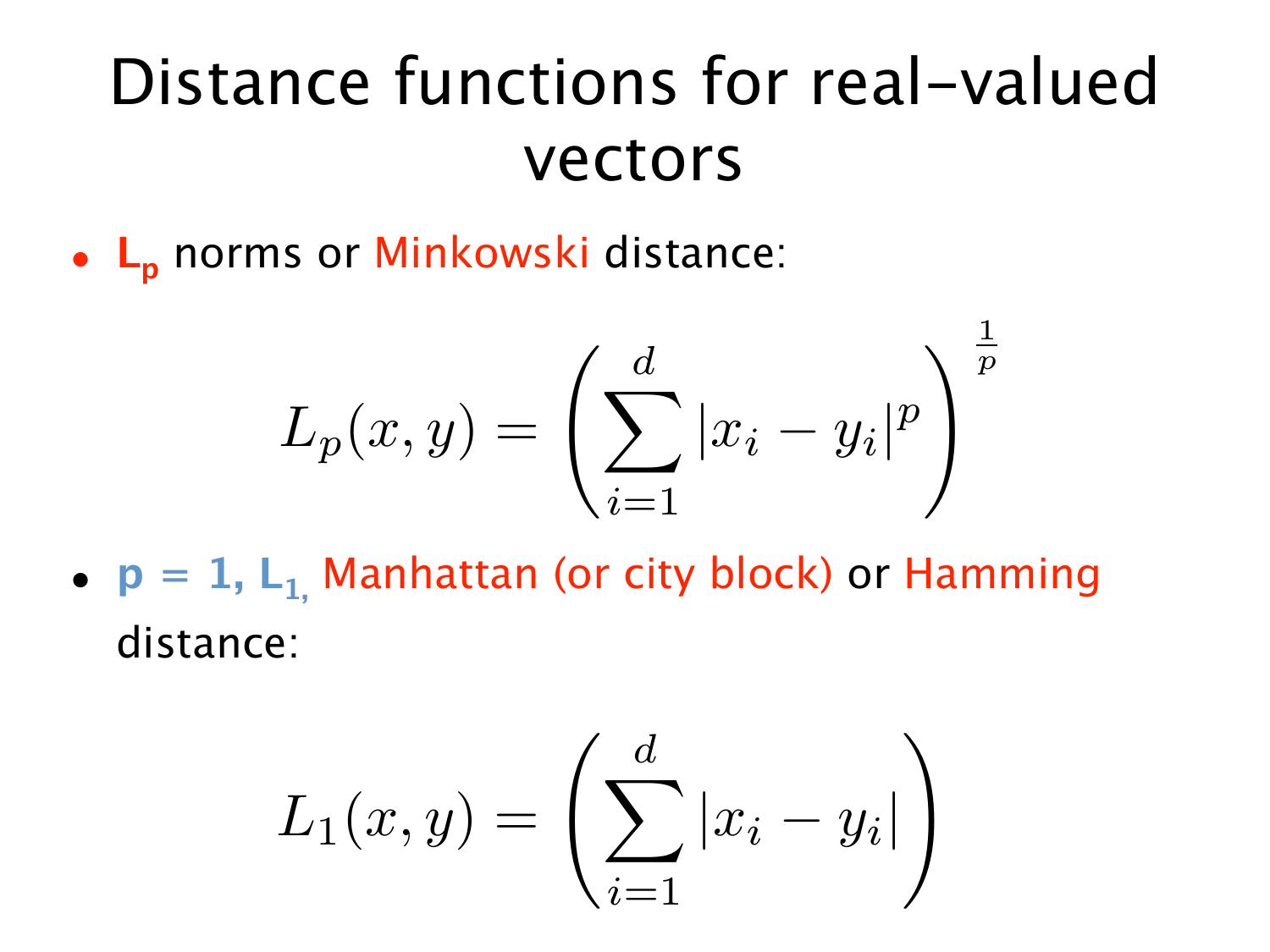# Distance functions for real-valued vectors

- **$L_p$** norms or Minkowski distance:

$$L_p(x, y) = \left( \sum_{i=1}^{d} |x_i - y_i|^p \right)^{\frac{1}{p}}$$

- **p = 1, $L_1$,** Manhattan (or city block) or Hamming distance:

$$L_1(x, y) = \left( \sum_{i=1}^{d} |x_i - y_i| \right)$$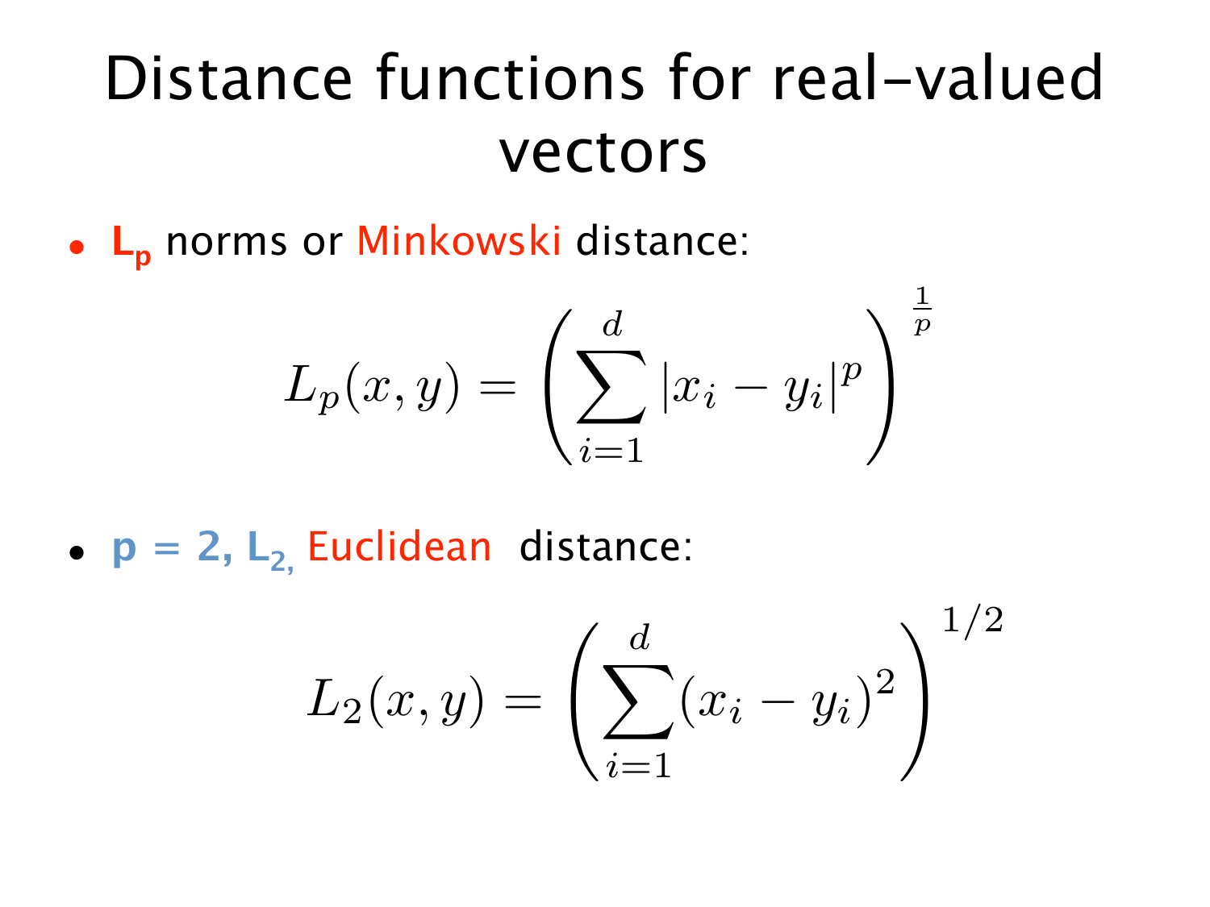# Distance functions for real-valued vectors

- **$L_p$** norms or Minkowski distance:

$$L_p(x, y) = \left( \sum_{i=1}^{d} |x_i - y_i|^p \right)^{\frac{1}{p}}$$

- **p = 2, $L_2$,** Euclidean distance:

$$L_2(x, y) = \left( \sum_{i=1}^{d} (x_i - y_i)^2 \right)^{1/2}$$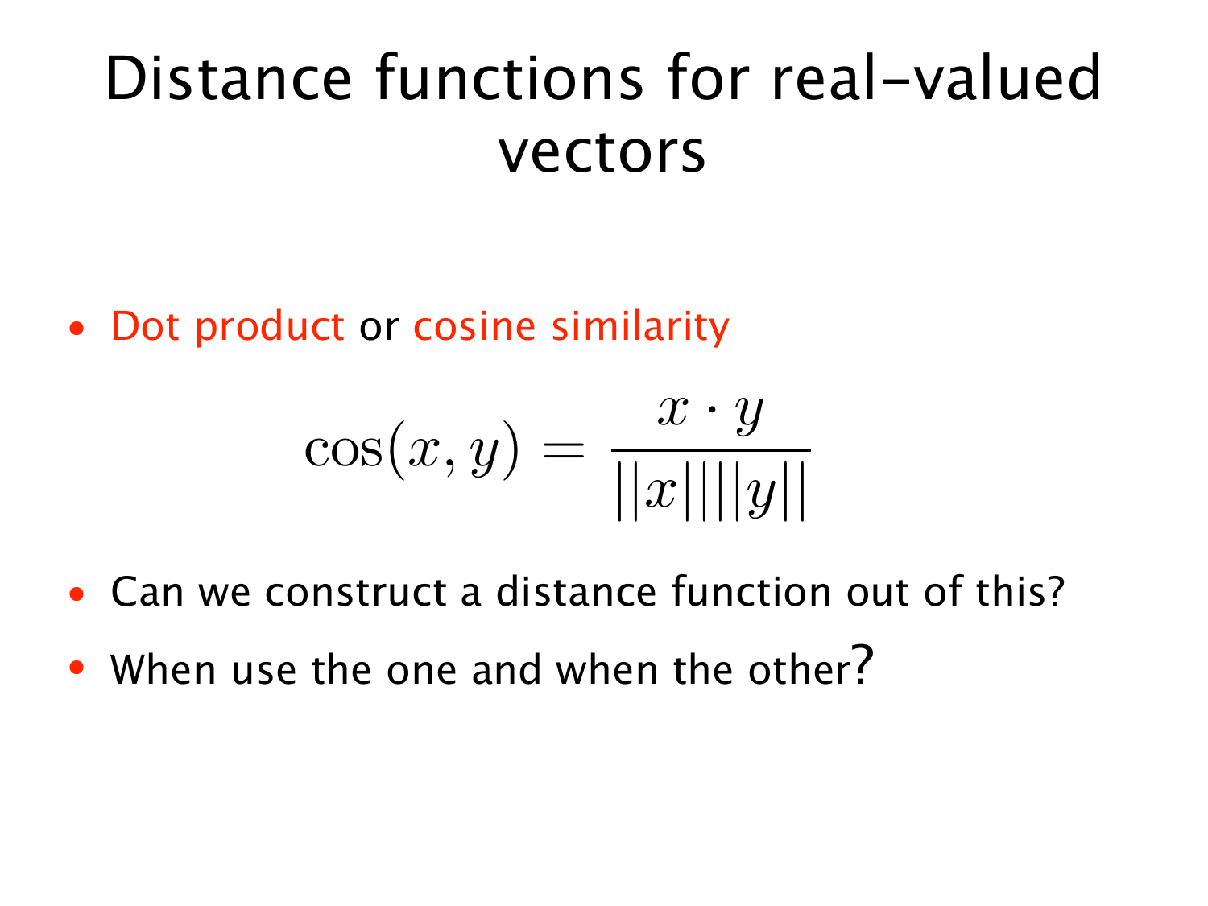# Distance functions for real-valued vectors

- Dot product or cosine similarity

$$\cos(x, y) = \frac{x \cdot y}{||x||||y||}$$

- Can we construct a distance function out of this?
- When use the one and when the other?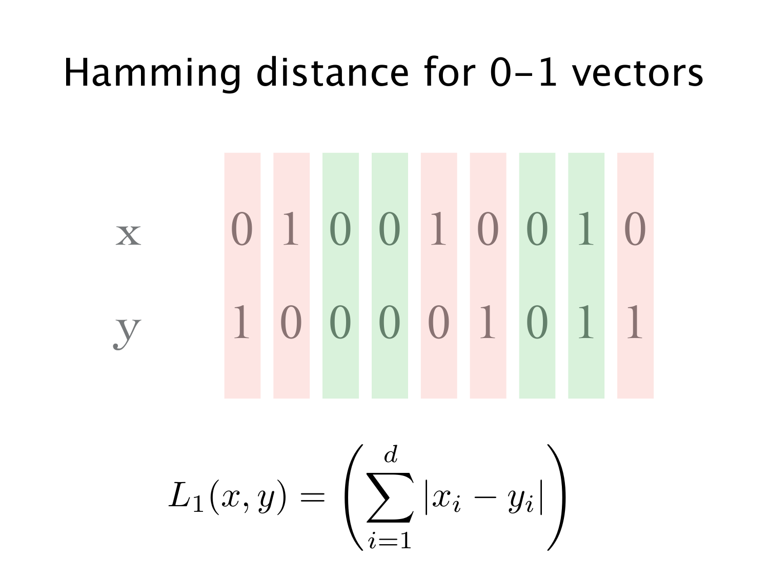# Hamming distance for 0–1 vectors

| | | | | | | | | | |
|---|---|---|---|---|---|---|---|---|---|
| x | 0 | 1 | 0 | 0 | 1 | 0 | 0 | 1 | 0 |
| y | 1 | 0 | 0 | 0 | 0 | 1 | 0 | 1 | 1 |

$$L_1(x, y) = \left( \sum_{i=1}^{d} |x_i - y_i| \right)$$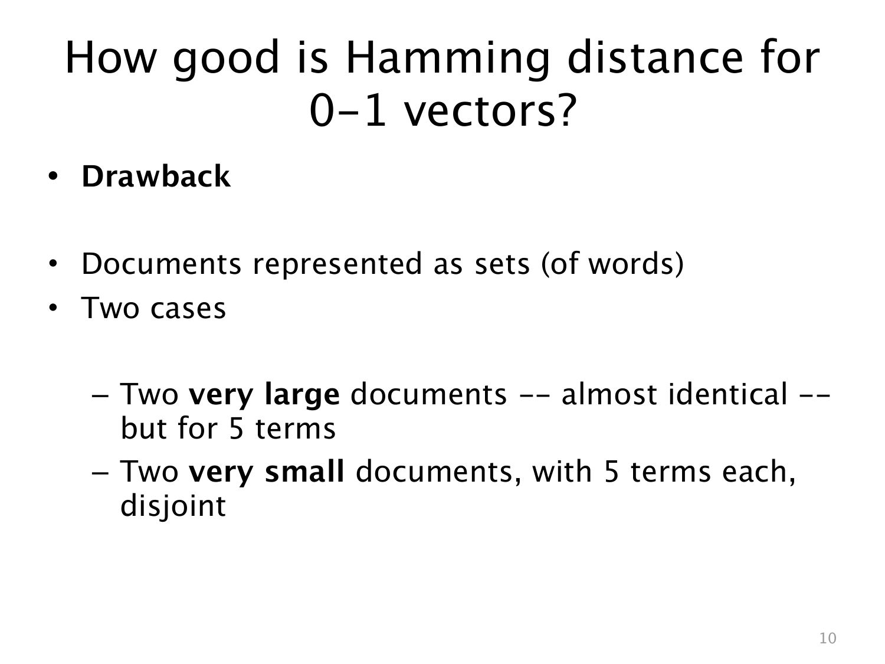# How good is Hamming distance for 0-1 vectors?

- **Drawback**

- Documents represented as sets (of words)
- Two cases
  - Two **very large** documents -- almost identical -- but for 5 terms
  - Two **very small** documents, with 5 terms each, disjoint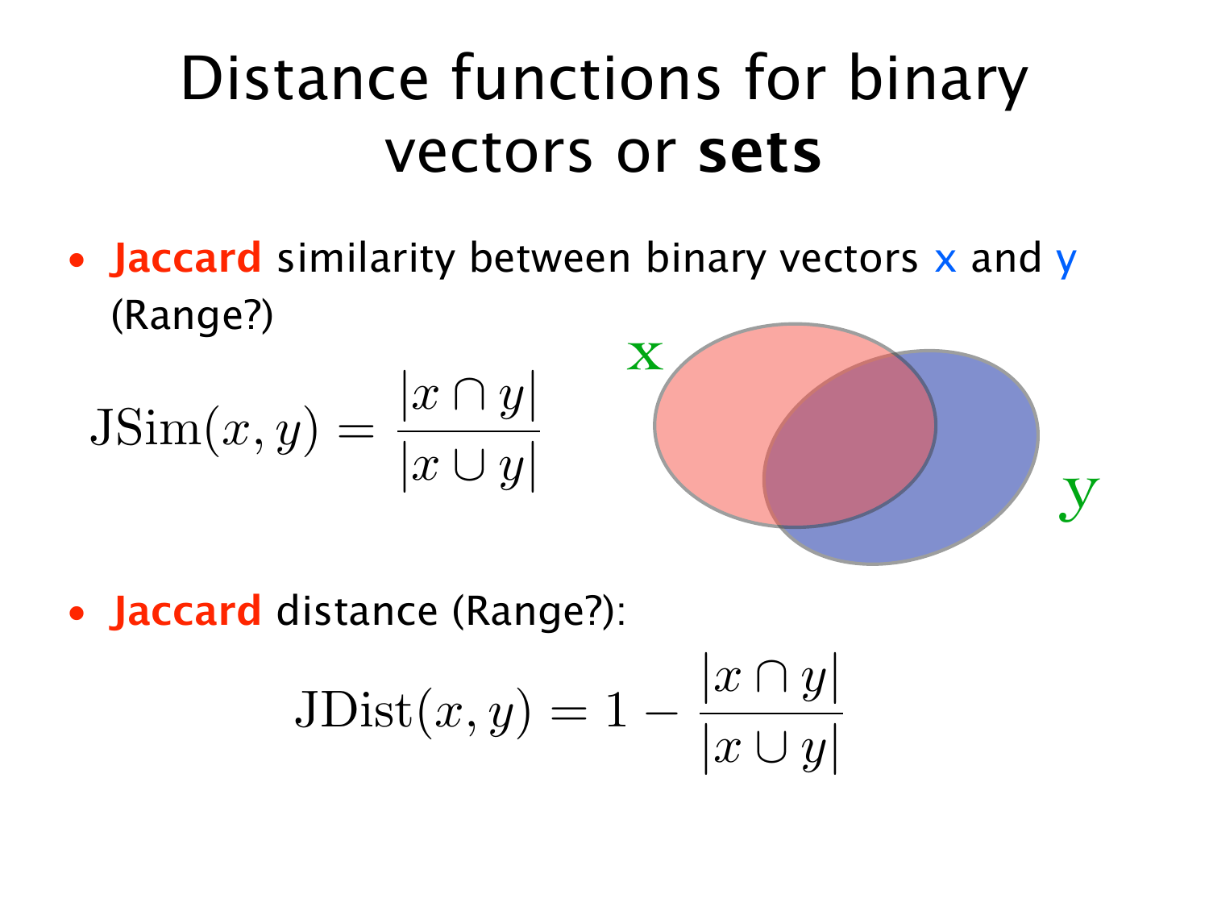# Distance functions for binary vectors or **sets**

- **Jaccard** similarity between binary vectors x and y (Range?)

$$\mathrm{JSim}(x, y) = \frac{|x \cap y|}{|x \cup y|}$$

- **Jaccard** distance (Range?):

$$\mathrm{JDist}(x, y) = 1 - \frac{|x \cap y|}{|x \cup y|}$$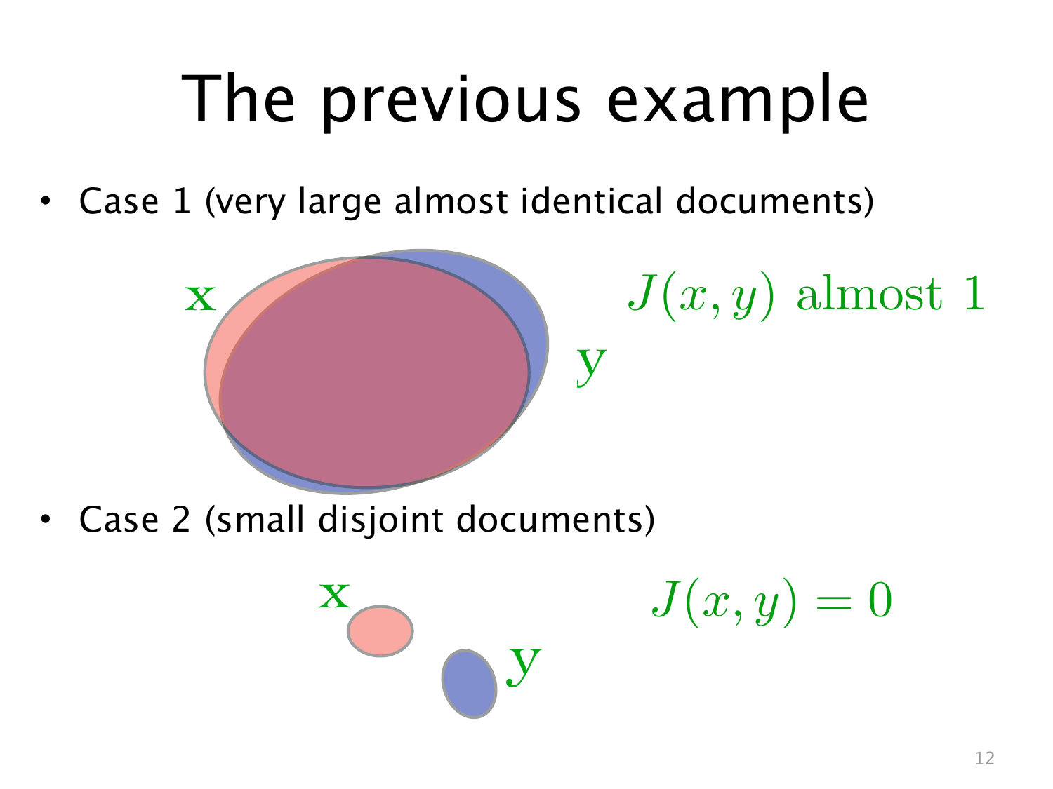# The previous example

- Case 1 (very large almost identical documents)

x

y

$J(x, y)$ almost 1

- Case 2 (small disjoint documents)

x

y

$J(x, y) = 0$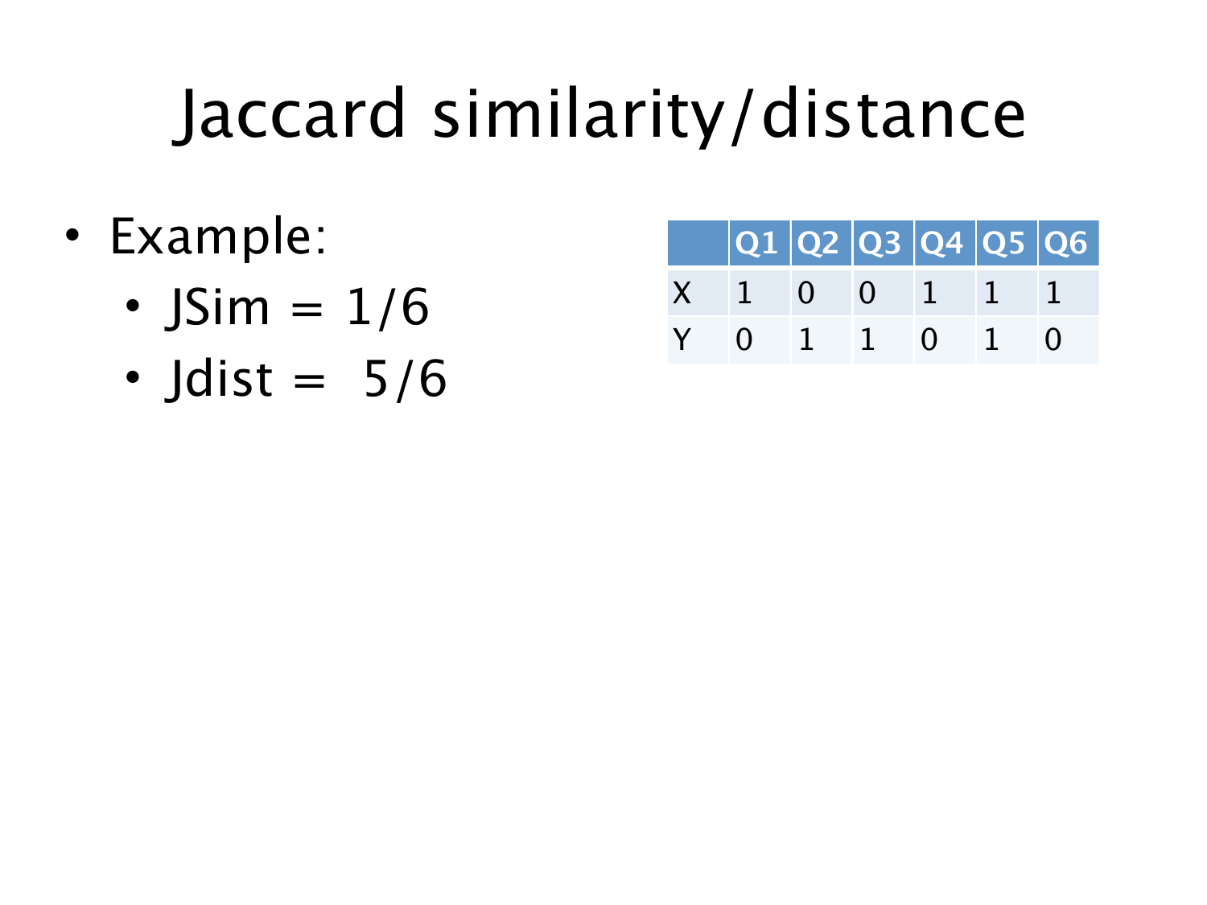# Jaccard similarity/distance

- Example:
  - JSim = 1/6
  - Jdist = 5/6

| | Q1 | Q2 | Q3 | Q4 | Q5 | Q6 |
|---|---|---|---|---|---|---|
| X | 1 | 0 | 0 | 1 | 1 | 1 |
| Y | 0 | 1 | 1 | 0 | 1 | 0 |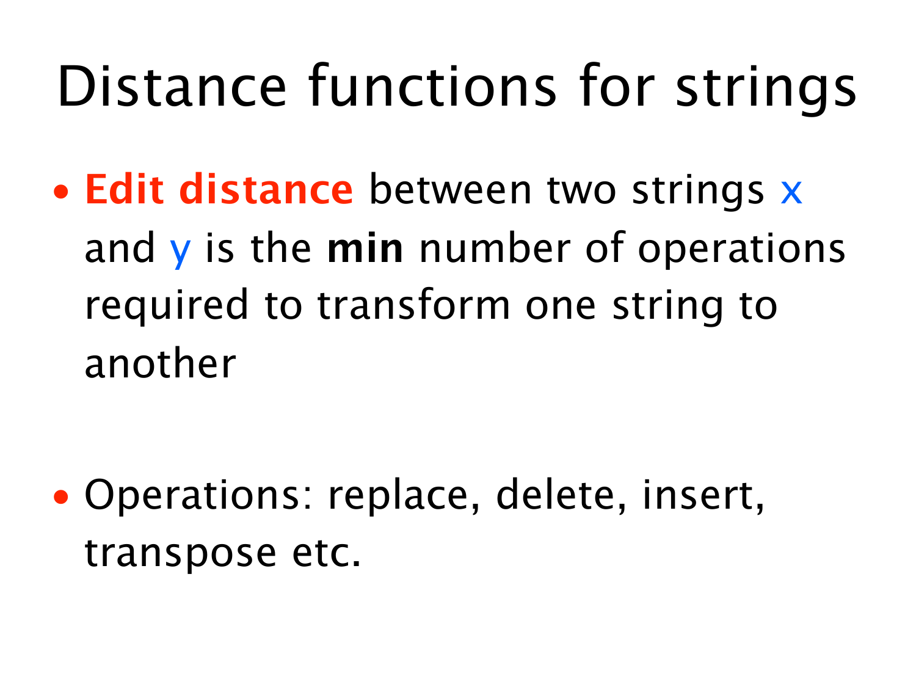# Distance functions for strings

- **Edit distance** between two strings $x$ and $y$ is the **min** number of operations required to transform one string to another

- Operations: replace, delete, insert, transpose etc.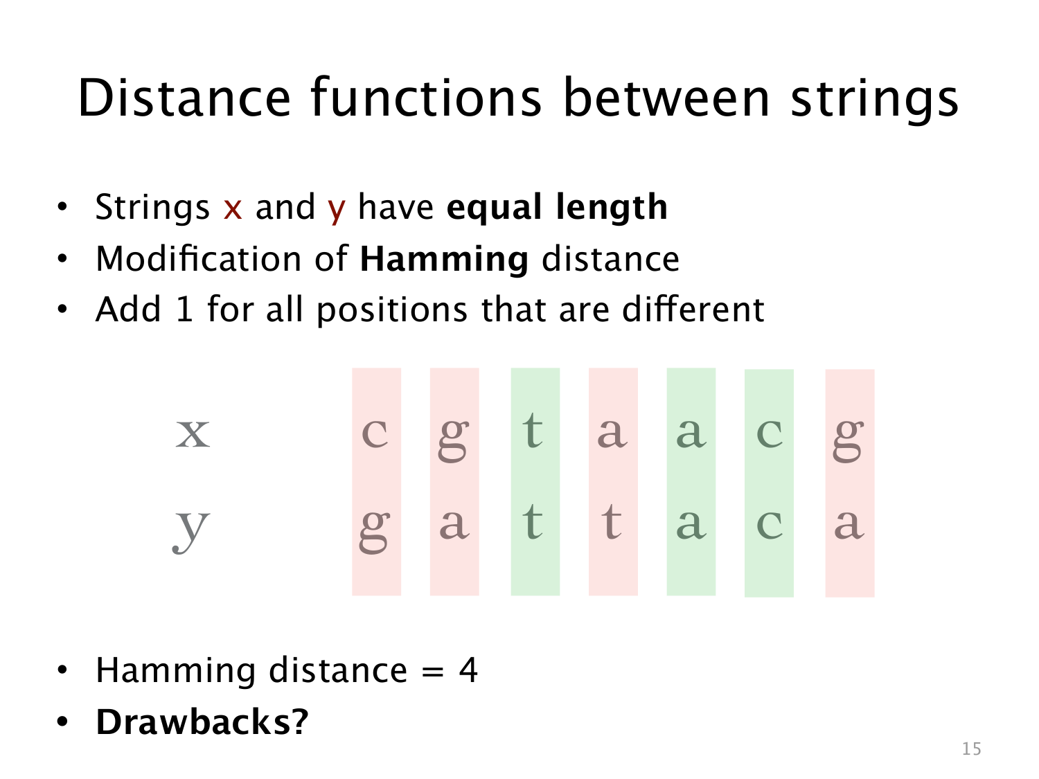# Distance functions between strings

- Strings x and y have **equal length**
- Modification of **Hamming** distance
- Add 1 for all positions that are different

| | | | | | | | |
|---|---|---|---|---|---|---|---|
| x | c | g | t | a | a | c | g |
| y | g | a | t | t | a | c | a |

- Hamming distance = 4
- **Drawbacks?**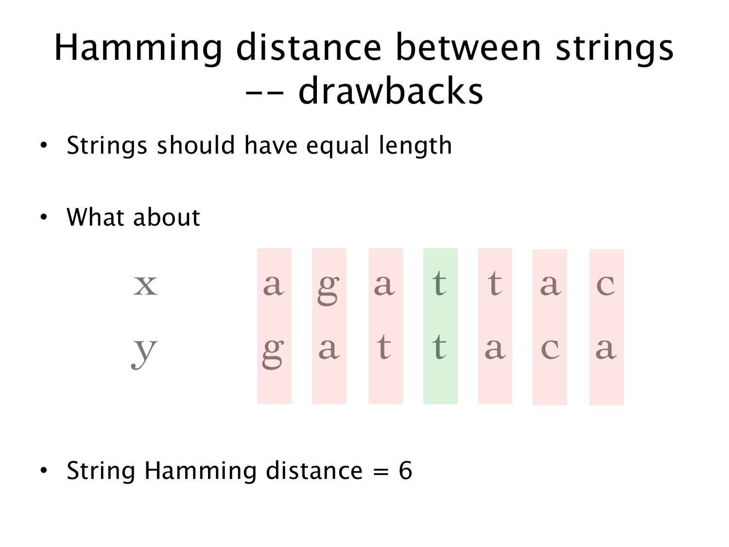# Hamming distance between strings -- drawbacks

- Strings should have equal length
- What about

| | | | | | | | |
|---|---|---|---|---|---|---|---|
| x | a | g | a | t | t | a | c |
| y | g | a | t | t | a | c | a |

- String Hamming distance = 6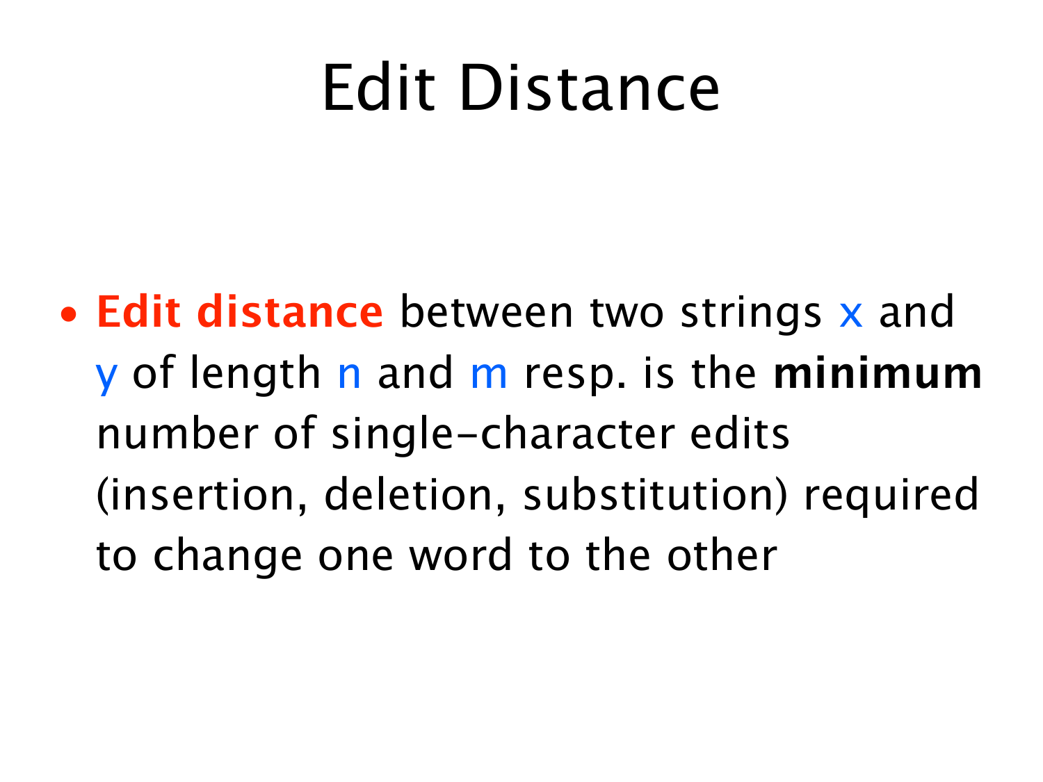# Edit Distance

- **Edit distance** between two strings $x$ and $y$ of length $n$ and $m$ resp. is the **minimum** number of single-character edits (insertion, deletion, substitution) required to change one word to the other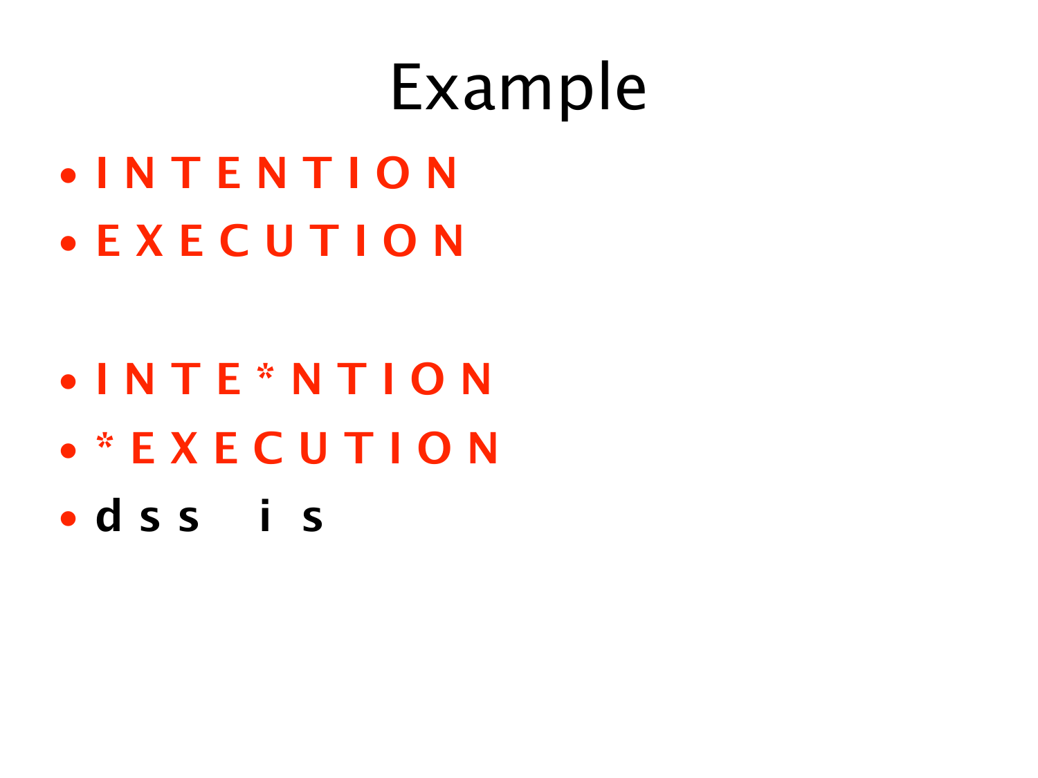# Example

- I N T E N T I O N
- E X E C U T I O N

- I N T E * N T I O N
- * E X E C U T I O N
- d s s   i  s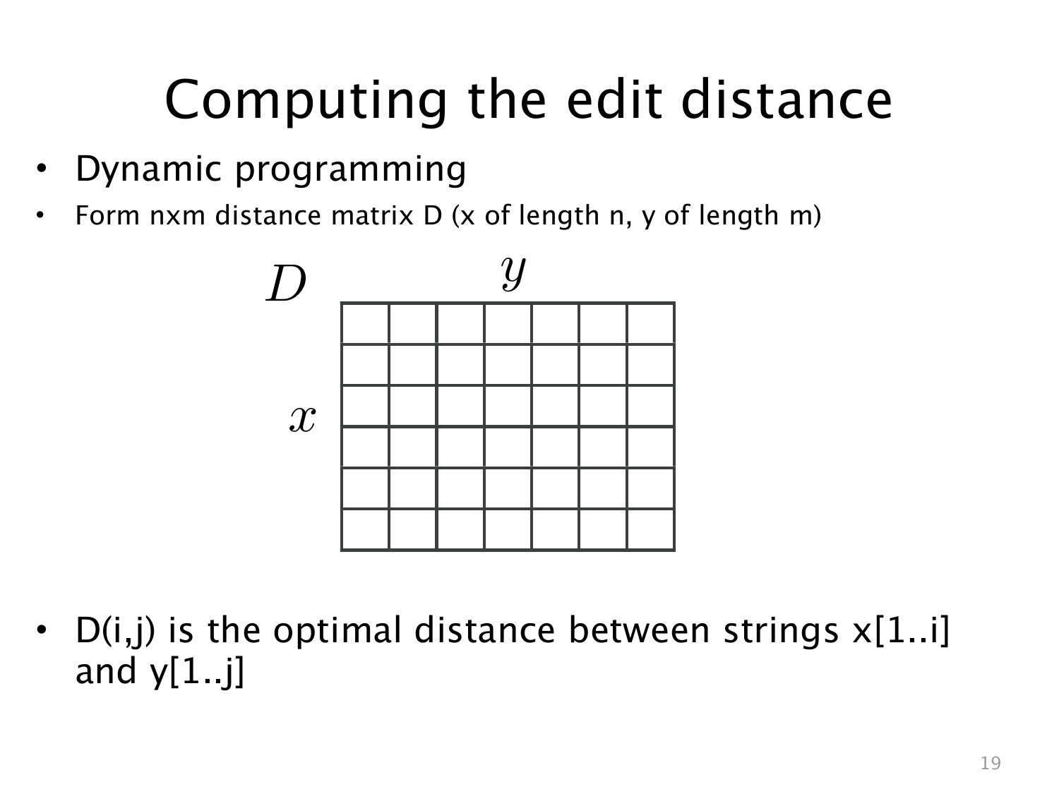# Computing the edit distance

- Dynamic programming
- Form nxm distance matrix D (x of length n, y of length m)

- D(i,j) is the optimal distance between strings x[1..i] and y[1..j]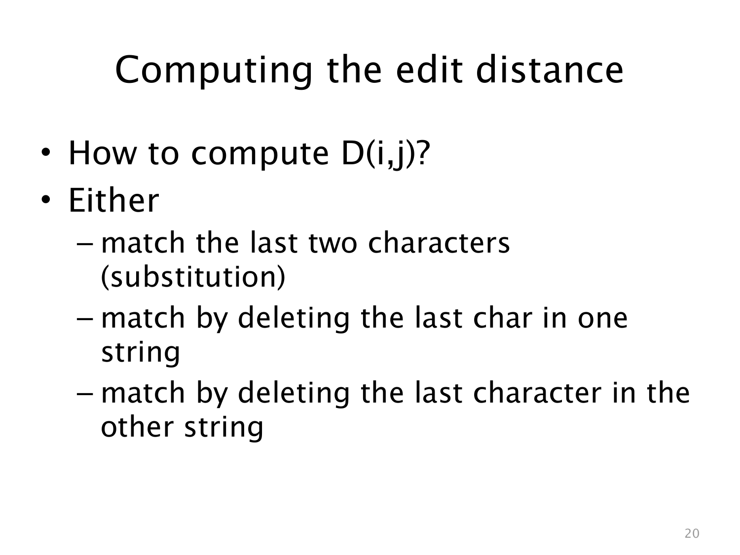# Computing the edit distance

- How to compute D(i,j)?
- Either
  - match the last two characters (substitution)
  - match by deleting the last char in one string
  - match by deleting the last character in the other string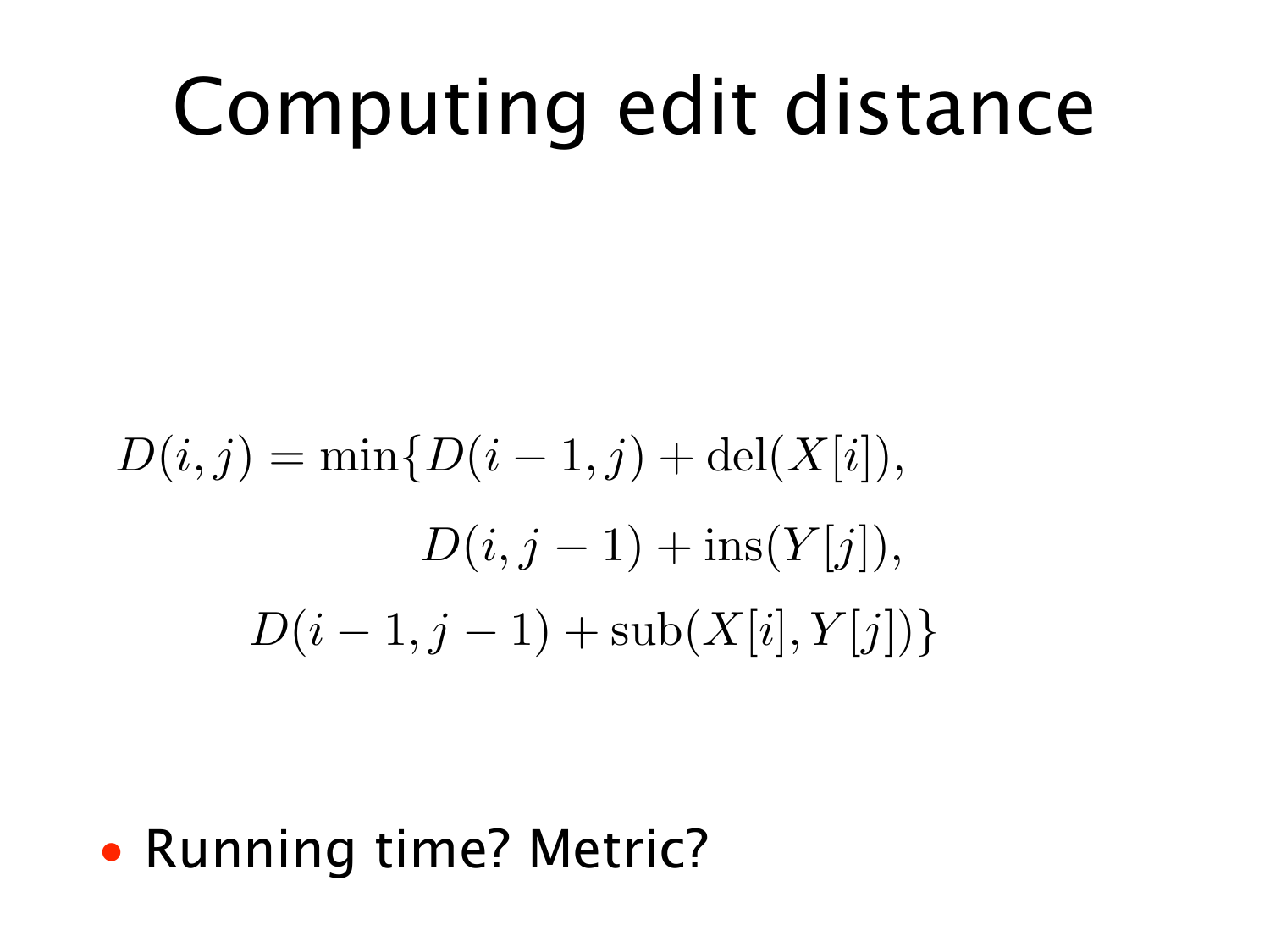# Computing edit distance

$$
\begin{aligned}
D(i,j) = \min\{ & D(i-1,j) + \mathrm{del}(X[i]), \\
& D(i,j-1) + \mathrm{ins}(Y[j]), \\
& D(i-1,j-1) + \mathrm{sub}(X[i],Y[j])\}
\end{aligned}
$$

- Running time? Metric?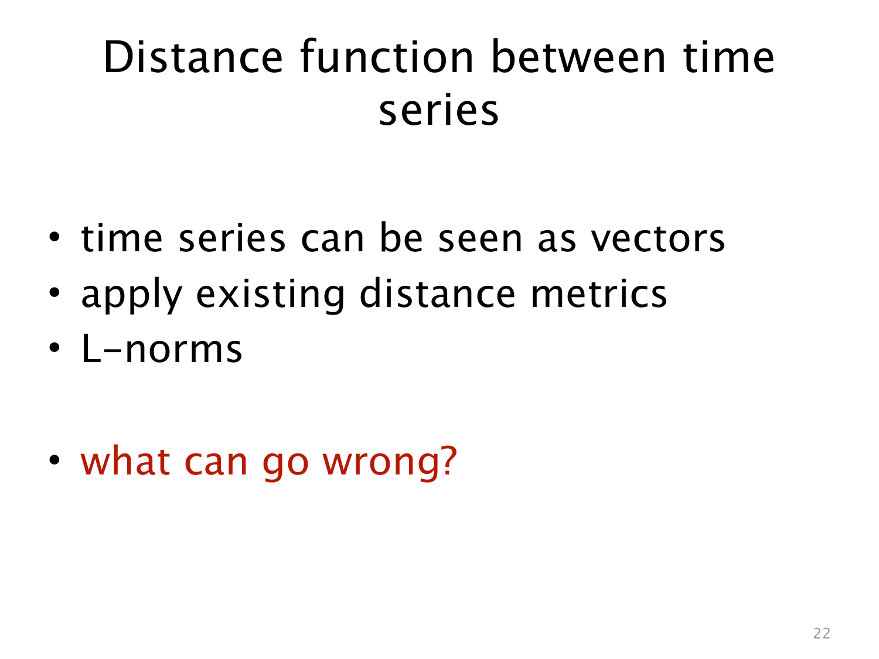# Distance function between time series

- time series can be seen as vectors
- apply existing distance metrics
- L-norms

- what can go wrong?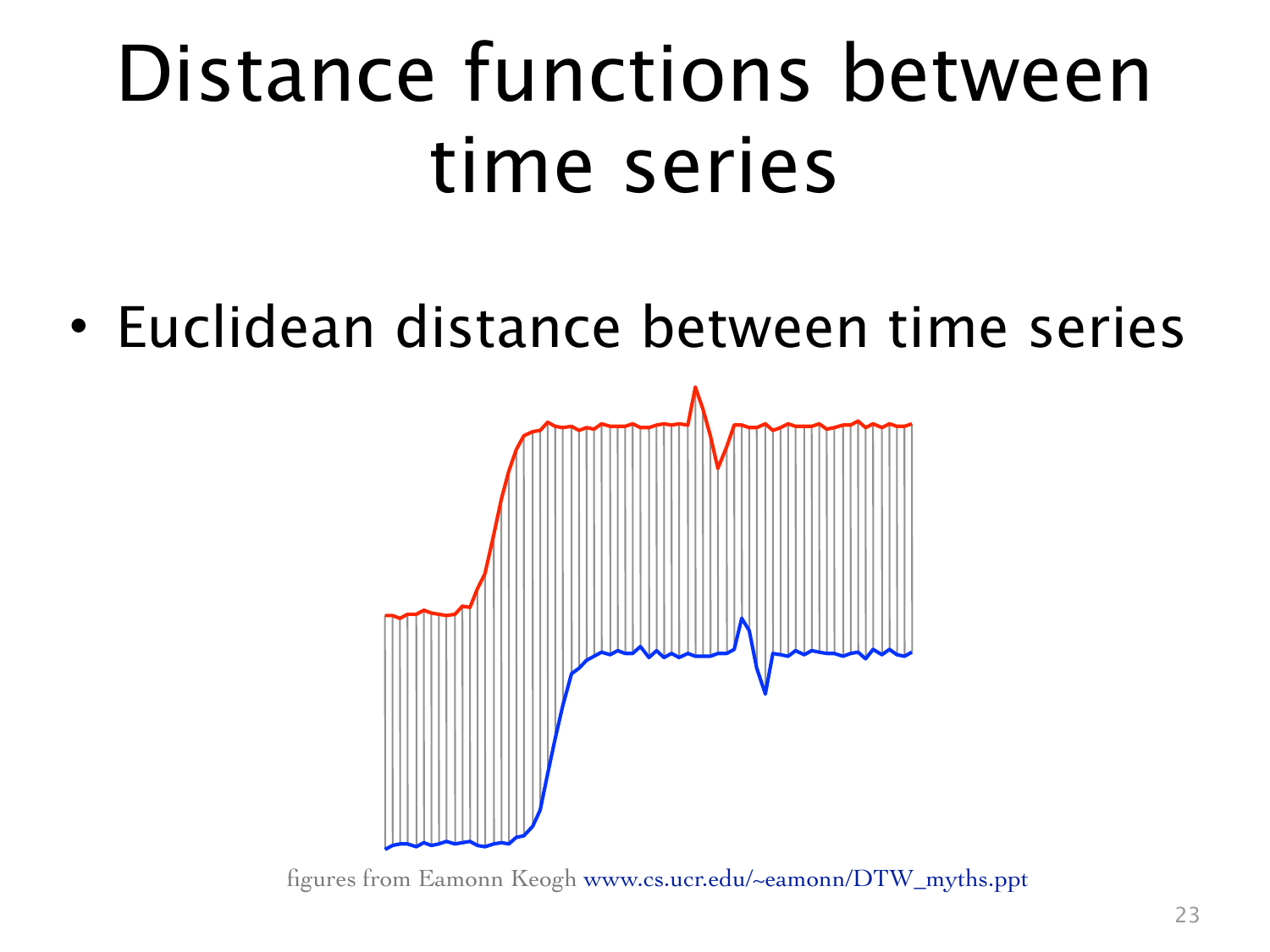# Distance functions between time series

- Euclidean distance between time series

figures from Eamonn Keogh www.cs.ucr.edu/~eamonn/DTW_myths.ppt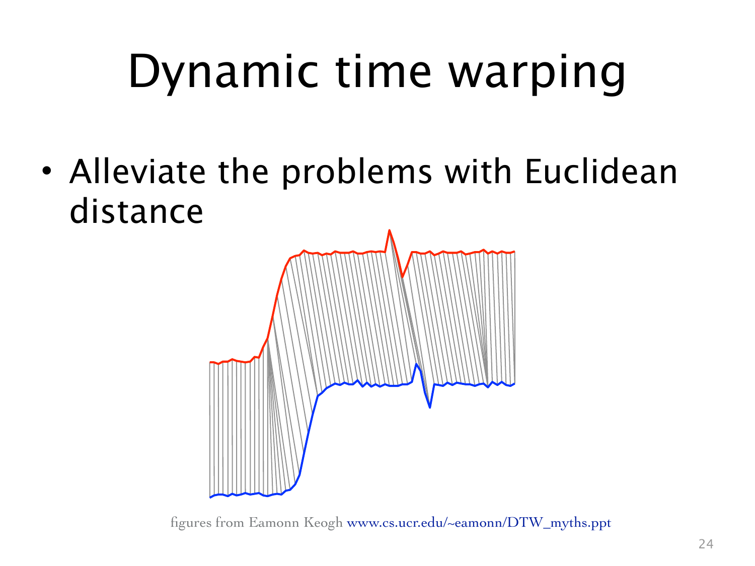# Dynamic time warping

- Alleviate the problems with Euclidean distance

figures from Eamonn Keogh www.cs.ucr.edu/~eamonn/DTW_myths.ppt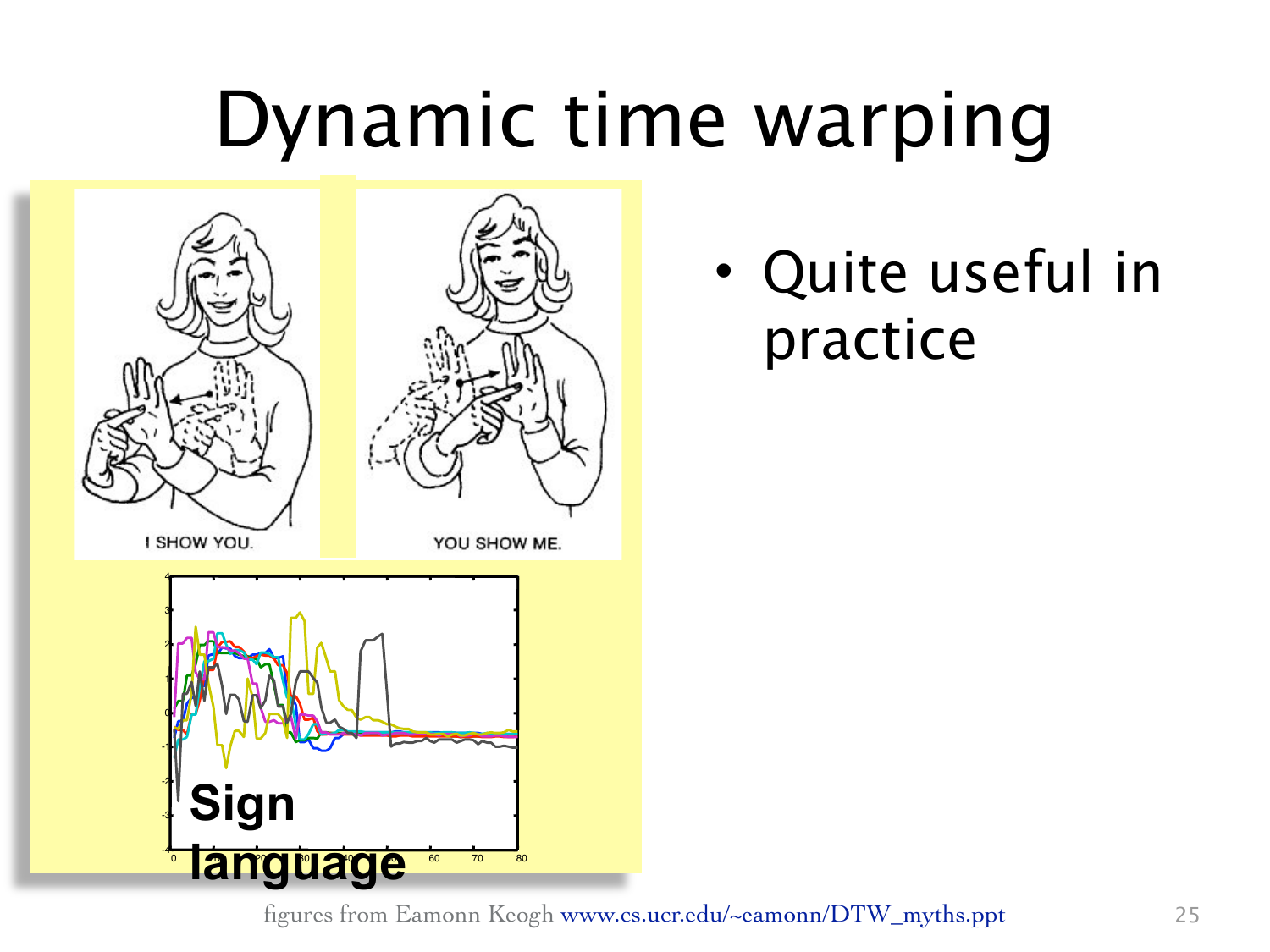# Dynamic time warping

I SHOW YOU.

YOU SHOW ME.

**Sign language**

- Quite useful in practice

figures from Eamonn Keogh www.cs.ucr.edu/~eamonn/DTW_myths.ppt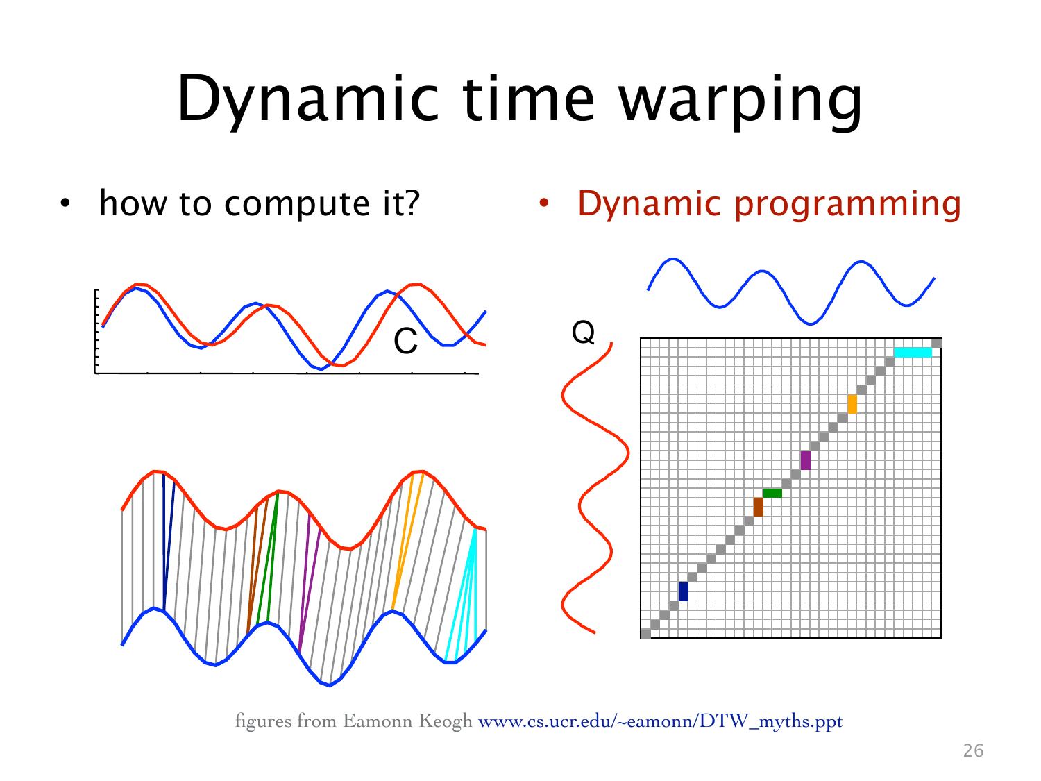# Dynamic time warping

- how to compute it?
- Dynamic programming

figures from Eamonn Keogh www.cs.ucr.edu/~eamonn/DTW_myths.ppt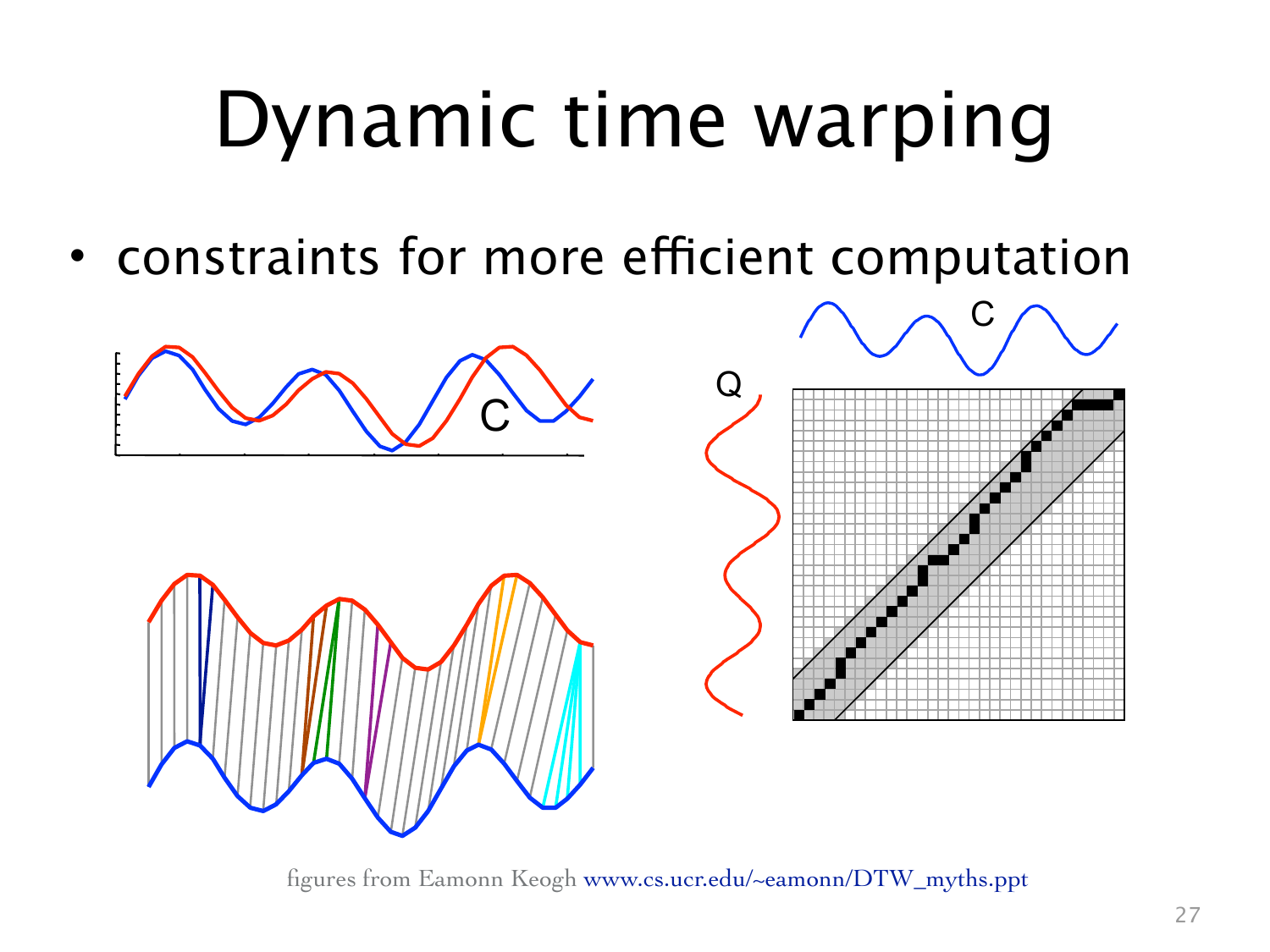# Dynamic time warping

- constraints for more efficient computation

C

C

Q

figures from Eamonn Keogh www.cs.ucr.edu/~eamonn/DTW_myths.ppt